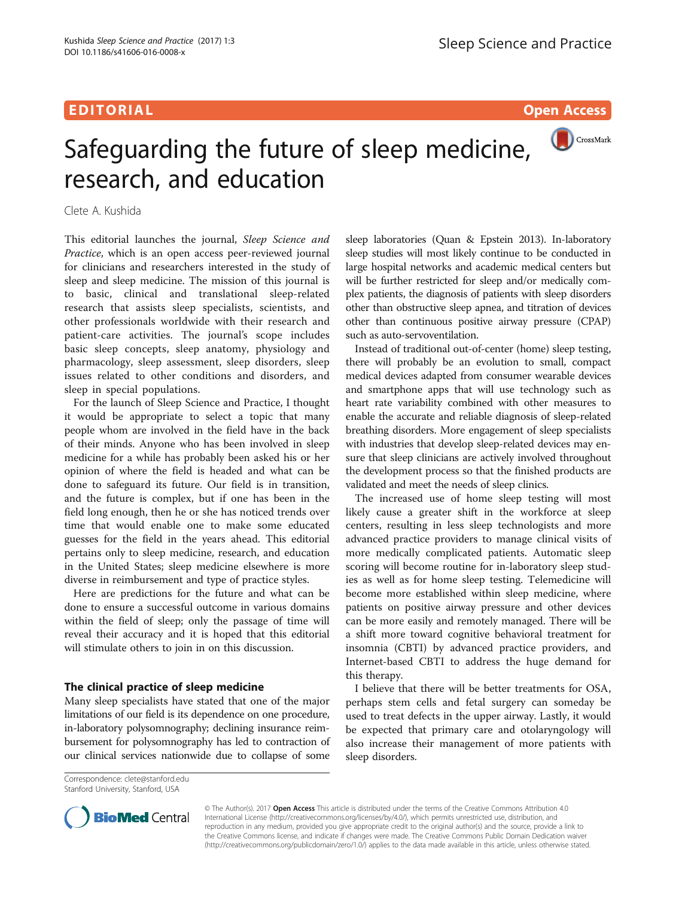EDITORIAL

Open Access

# Safeguarding the future of sleep medicine, research, and education

Clete A. Kushida

This editorial launches the journal, *Sleep Science and Practice*, which is an open access peer-reviewed journal for clinicians and researchers interested in the study of sleep and sleep medicine. The mission of this journal is to basic, clinical and translational sleep-related research that assists sleep specialists, scientists, and other professionals worldwide with their research and patient-care activities. The journal's scope includes basic sleep concepts, sleep anatomy, physiology and pharmacology, sleep assessment, sleep disorders, sleep issues related to other conditions and disorders, and sleep in special populations.

For the launch of Sleep Science and Practice, I thought it would be appropriate to select a topic that many people whom are involved in the field have in the back of their minds. Anyone who has been involved in sleep medicine for a while has probably been asked his or her opinion of where the field is headed and what can be done to safeguard its future. Our field is in transition, and the future is complex, but if one has been in the field long enough, then he or she has noticed trends over time that would enable one to make some educated guesses for the field in the years ahead. This editorial pertains only to sleep medicine, research, and education in the United States; sleep medicine elsewhere is more diverse in reimbursement and type of practice styles.

Here are predictions for the future and what can be done to ensure a successful outcome in various domains within the field of sleep; only the passage of time will reveal their accuracy and it is hoped that this editorial will stimulate others to join in on this discussion.

## The clinical practice of sleep medicine

Many sleep specialists have stated that one of the major limitations of our field is its dependence on one procedure, in-laboratory polysomnography; declining insurance reimbursement for polysomnography has led to contraction of our clinical services nationwide due to collapse of some sleep laboratories (Quan & Epstein 2013). In-laboratory sleep studies will most likely continue to be conducted in large hospital networks and academic medical centers but will be further restricted for sleep and/or medically complex patients, the diagnosis of patients with sleep disorders other than obstructive sleep apnea, and titration of devices other than continuous positive airway pressure (CPAP) such as auto-servoventilation.

Instead of traditional out-of-center (home) sleep testing, there will probably be an evolution to small, compact medical devices adapted from consumer wearable devices and smartphone apps that will use technology such as heart rate variability combined with other measures to enable the accurate and reliable diagnosis of sleep-related breathing disorders. More engagement of sleep specialists with industries that develop sleep-related devices may ensure that sleep clinicians are actively involved throughout the development process so that the finished products are validated and meet the needs of sleep clinics.

The increased use of home sleep testing will most likely cause a greater shift in the workforce at sleep centers, resulting in less sleep technologists and more advanced practice providers to manage clinical visits of more medically complicated patients. Automatic sleep scoring will become routine for in-laboratory sleep studies as well as for home sleep testing. Telemedicine will become more established within sleep medicine, where patients on positive airway pressure and other devices can be more easily and remotely managed. There will be a shift more toward cognitive behavioral treatment for insomnia (CBTI) by advanced practice providers, and Internet-based CBTI to address the huge demand for this therapy.

I believe that there will be better treatments for OSA, perhaps stem cells and fetal surgery can someday be used to treat defects in the upper airway. Lastly, it would be expected that primary care and otolaryngology will also increase their management of more patients with sleep disorders.

Correspondence: clete@stanford.edu
Stanford University, Stanford, USA

© The Author(s). 2017 **Open Access** This article is distributed under the terms of the Creative Commons Attribution 4.0 International License (http://creativecommons.org/licenses/by/4.0/), which permits unrestricted use, distribution, and reproduction in any medium, provided you give appropriate credit to the original author(s) and the source, provide a link to the Creative Commons license, and indicate if changes were made. The Creative Commons Public Domain Dedication waiver (http://creativecommons.org/publicdomain/zero/1.0/) applies to the data made available in this article, unless otherwise stated.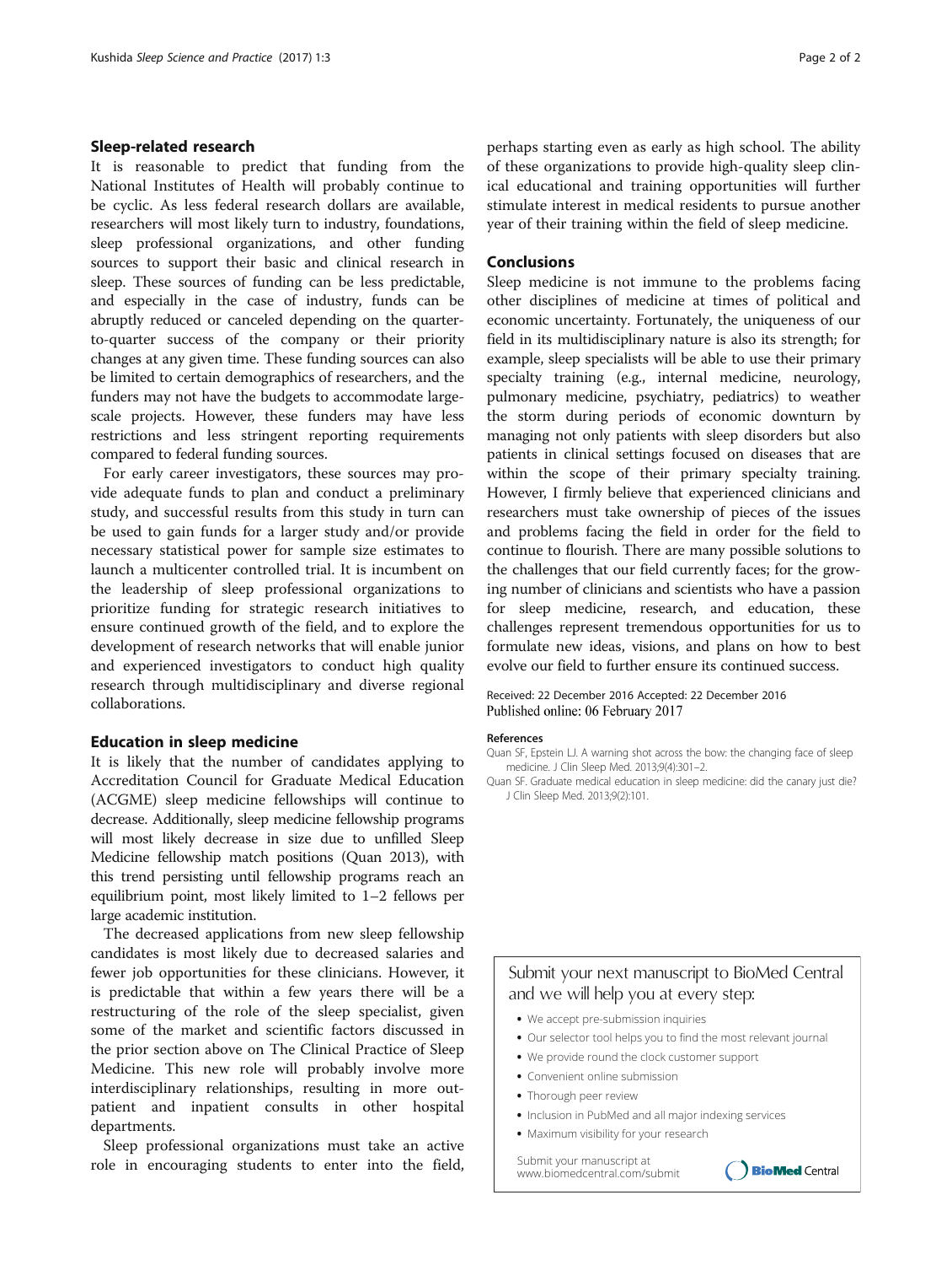## Sleep-related research

It is reasonable to predict that funding from the National Institutes of Health will probably continue to be cyclic. As less federal research dollars are available, researchers will most likely turn to industry, foundations, sleep professional organizations, and other funding sources to support their basic and clinical research in sleep. These sources of funding can be less predictable, and especially in the case of industry, funds can be abruptly reduced or canceled depending on the quarter-to-quarter success of the company or their priority changes at any given time. These funding sources can also be limited to certain demographics of researchers, and the funders may not have the budgets to accommodate large-scale projects. However, these funders may have less restrictions and less stringent reporting requirements compared to federal funding sources.

For early career investigators, these sources may provide adequate funds to plan and conduct a preliminary study, and successful results from this study in turn can be used to gain funds for a larger study and/or provide necessary statistical power for sample size estimates to launch a multicenter controlled trial. It is incumbent on the leadership of sleep professional organizations to prioritize funding for strategic research initiatives to ensure continued growth of the field, and to explore the development of research networks that will enable junior and experienced investigators to conduct high quality research through multidisciplinary and diverse regional collaborations.

## Education in sleep medicine

It is likely that the number of candidates applying to Accreditation Council for Graduate Medical Education (ACGME) sleep medicine fellowships will continue to decrease. Additionally, sleep medicine fellowship programs will most likely decrease in size due to unfilled Sleep Medicine fellowship match positions (Quan 2013), with this trend persisting until fellowship programs reach an equilibrium point, most likely limited to 1–2 fellows per large academic institution.

The decreased applications from new sleep fellowship candidates is most likely due to decreased salaries and fewer job opportunities for these clinicians. However, it is predictable that within a few years there will be a restructuring of the role of the sleep specialist, given some of the market and scientific factors discussed in the prior section above on The Clinical Practice of Sleep Medicine. This new role will probably involve more interdisciplinary relationships, resulting in more outpatient and inpatient consults in other hospital departments.

Sleep professional organizations must take an active role in encouraging students to enter into the field, perhaps starting even as early as high school. The ability of these organizations to provide high-quality sleep clinical educational and training opportunities will further stimulate interest in medical residents to pursue another year of their training within the field of sleep medicine.

## Conclusions

Sleep medicine is not immune to the problems facing other disciplines of medicine at times of political and economic uncertainty. Fortunately, the uniqueness of our field in its multidisciplinary nature is also its strength; for example, sleep specialists will be able to use their primary specialty training (e.g., internal medicine, neurology, pulmonary medicine, psychiatry, pediatrics) to weather the storm during periods of economic downturn by managing not only patients with sleep disorders but also patients in clinical settings focused on diseases that are within the scope of their primary specialty training. However, I firmly believe that experienced clinicians and researchers must take ownership of pieces of the issues and problems facing the field in order for the field to continue to flourish. There are many possible solutions to the challenges that our field currently faces; for the growing number of clinicians and scientists who have a passion for sleep medicine, research, and education, these challenges represent tremendous opportunities for us to formulate new ideas, visions, and plans on how to best evolve our field to further ensure its continued success.

Received: 22 December 2016 Accepted: 22 December 2016
Published online: 06 February 2017

### References

Quan SF, Epstein LJ. A warning shot across the bow: the changing face of sleep medicine. J Clin Sleep Med. 2013;9(4):301–2.

Quan SF. Graduate medical education in sleep medicine: did the canary just die? J Clin Sleep Med. 2013;9(2):101.

Submit your next manuscript to BioMed Central and we will help you at every step:

- We accept pre-submission inquiries
- Our selector tool helps you to find the most relevant journal
- We provide round the clock customer support
- Convenient online submission
- Thorough peer review
- Inclusion in PubMed and all major indexing services
- Maximum visibility for your research

Submit your manuscript at www.biomedcentral.com/submit